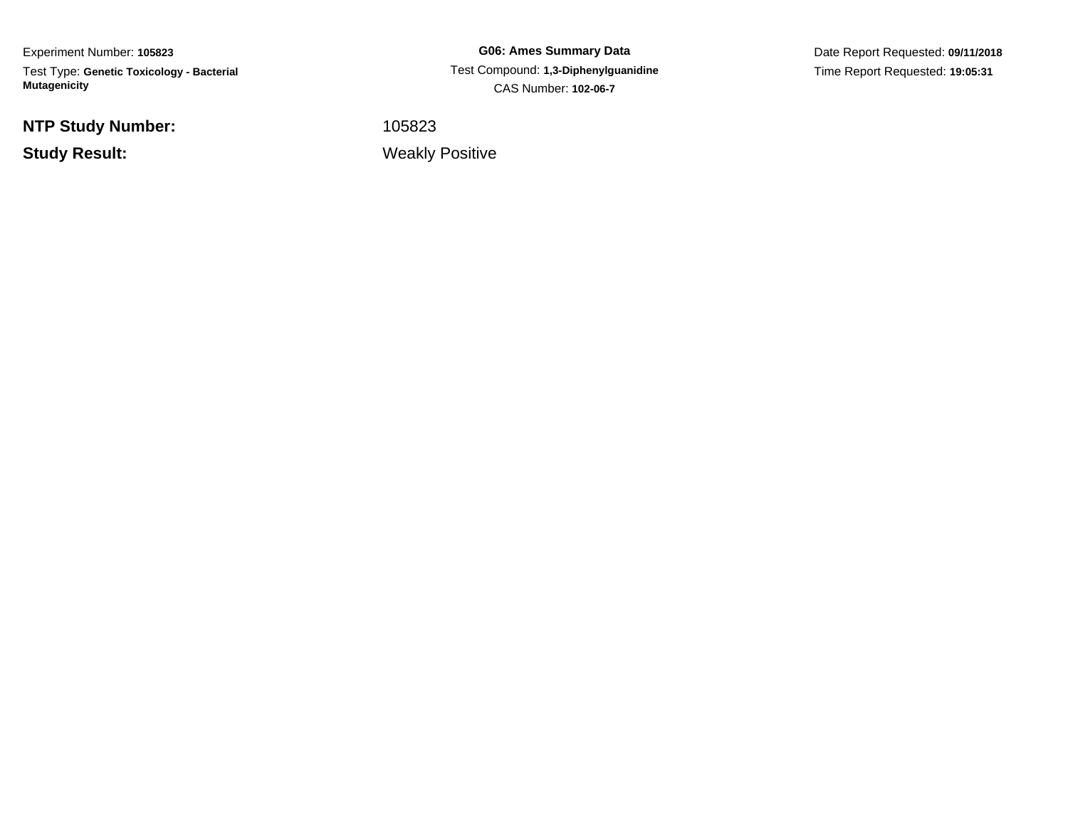Experiment Number: **105823**

Test Type: **Genetic Toxicology - Bacterial Mutagenicity**

**G06: Ames Summary Data**

Test Compound: **1,3-Diphenylguanidine**

CAS Number: **102-06-7**

Date Report Requested: **09/11/2018**

Time Report Requested: **19:05:31**

**NTP Study Number:** 105823

**Study Result:** Weakly Positive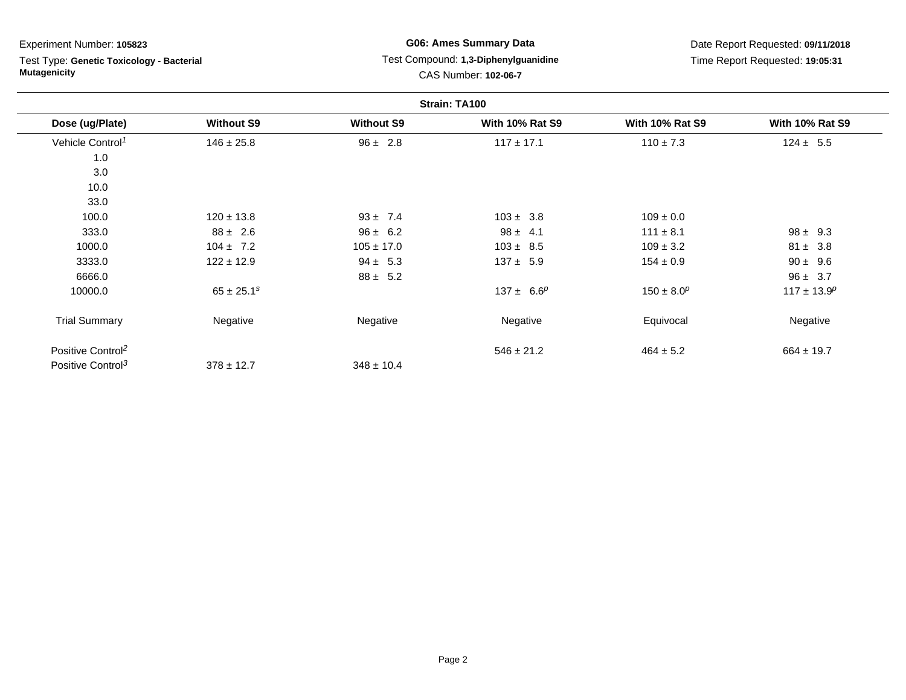Experiment Number: **105823**

Test Type: **Genetic Toxicology - Bacterial Mutagenicity**

**G06: Ames Summary Data**

Test Compound: **1,3-Diphenylguanidine**

CAS Number: **102-06-7**

Date Report Requested: **09/11/2018**

Time Report Requested: **19:05:31**

**Strain: TA100**

| Dose (ug/Plate) | Without S9 | Without S9 | With 10% Rat S9 | With 10% Rat S9 | With 10% Rat S9 |
|---|---|---|---|---|---|
| Vehicle Control[1] | 146 ± 25.8 | 96 ± 2.8 | 117 ± 17.1 | 110 ± 7.3 | 124 ± 5.5 |
| 1.0 | | | | | |
| 3.0 | | | | | |
| 10.0 | | | | | |
| 33.0 | | | | | |
| 100.0 | 120 ± 13.8 | 93 ± 7.4 | 103 ± 3.8 | 109 ± 0.0 | |
| 333.0 | 88 ± 2.6 | 96 ± 6.2 | 98 ± 4.1 | 111 ± 8.1 | 98 ± 9.3 |
| 1000.0 | 104 ± 7.2 | 105 ± 17.0 | 103 ± 8.5 | 109 ± 3.2 | 81 ± 3.8 |
| 3333.0 | 122 ± 12.9 | 94 ± 5.3 | 137 ± 5.9 | 154 ± 0.9 | 90 ± 9.6 |
| 6666.0 | | 88 ± 5.2 | | | 96 ± 3.7 |
| 10000.0 | 65 ± 25.1[s] | | 137 ± 6.6[p] | 150 ± 8.0[p] | 117 ± 13.9[p] |
| Trial Summary | Negative | Negative | Negative | Equivocal | Negative |
| Positive Control[2] | | | 546 ± 21.2 | 464 ± 5.2 | 664 ± 19.7 |
| Positive Control[3] | 378 ± 12.7 | 348 ± 10.4 | | | |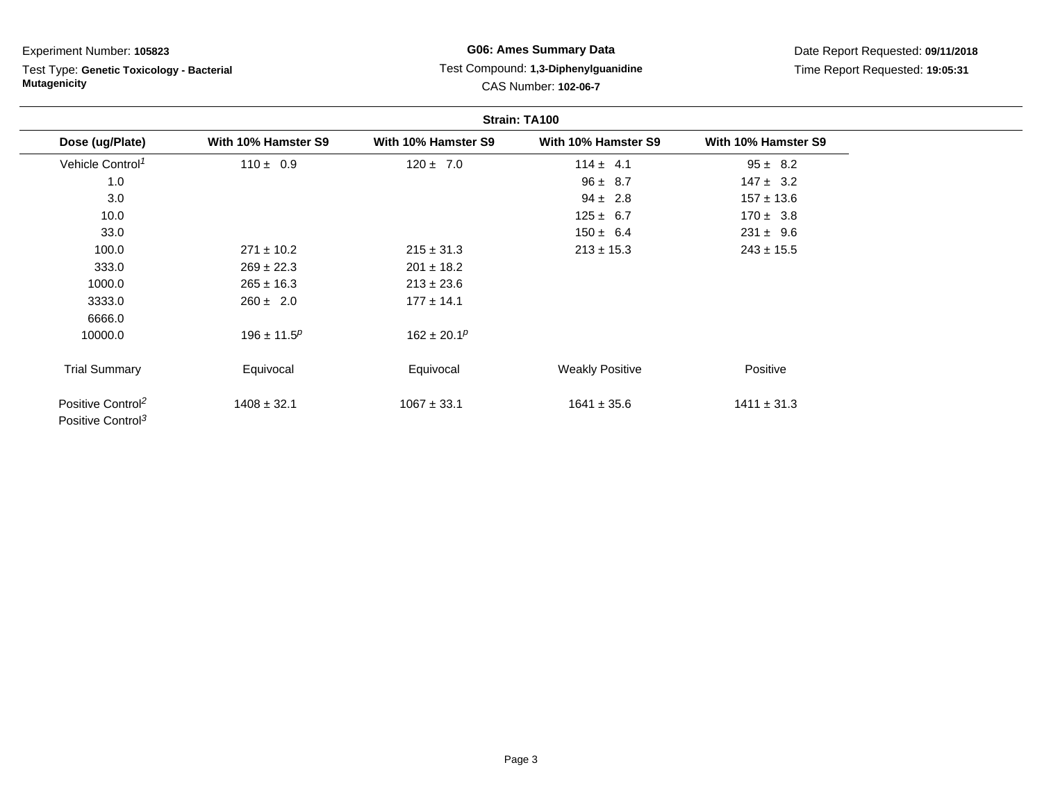Experiment Number: **105823**

Test Type: **Genetic Toxicology - Bacterial Mutagenicity**

**G06: Ames Summary Data**

Test Compound: **1,3-Diphenylguanidine**

CAS Number: **102-06-7**

Date Report Requested: **09/11/2018**

Time Report Requested: **19:05:31**

**Strain: TA100**

| Dose (ug/Plate) | With 10% Hamster S9 | With 10% Hamster S9 | With 10% Hamster S9 | With 10% Hamster S9 |
|---|---|---|---|---|
| Vehicle Control[1] | 110 ± 0.9 | 120 ± 7.0 | 114 ± 4.1 | 95 ± 8.2 |
| 1.0 | | | 96 ± 8.7 | 147 ± 3.2 |
| 3.0 | | | 94 ± 2.8 | 157 ± 13.6 |
| 10.0 | | | 125 ± 6.7 | 170 ± 3.8 |
| 33.0 | | | 150 ± 6.4 | 231 ± 9.6 |
| 100.0 | 271 ± 10.2 | 215 ± 31.3 | 213 ± 15.3 | 243 ± 15.5 |
| 333.0 | 269 ± 22.3 | 201 ± 18.2 | | |
| 1000.0 | 265 ± 16.3 | 213 ± 23.6 | | |
| 3333.0 | 260 ± 2.0 | 177 ± 14.1 | | |
| 6666.0 | | | | |
| 10000.0 | 196 ± 11.5[p] | 162 ± 20.1[p] | | |
| Trial Summary | Equivocal | Equivocal | Weakly Positive | Positive |
| Positive Control[2] | 1408 ± 32.1 | 1067 ± 33.1 | 1641 ± 35.6 | 1411 ± 31.3 |
| Positive Control[3] | | | | |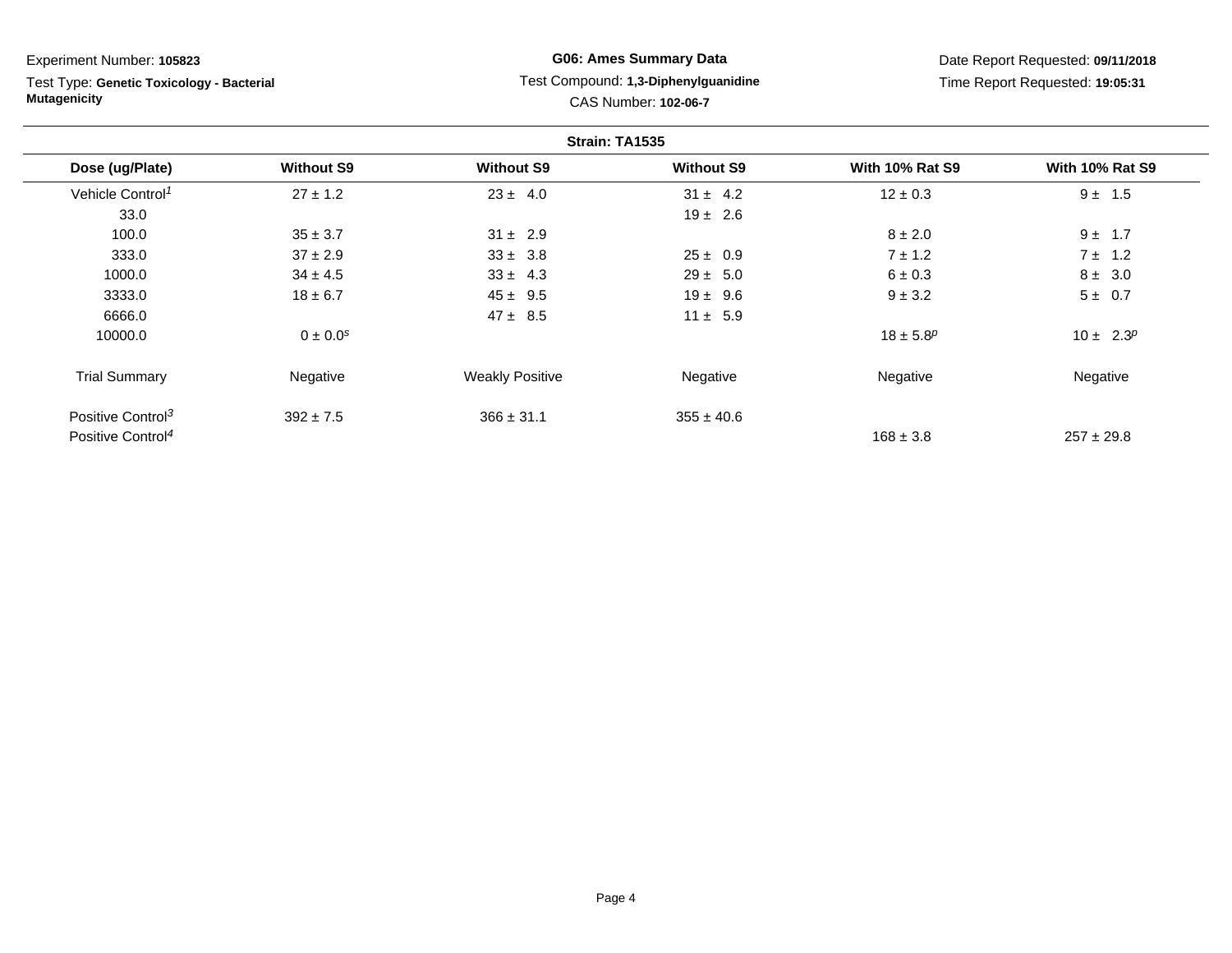Experiment Number: **105823**

Test Type: **Genetic Toxicology - Bacterial Mutagenicity**

**G06: Ames Summary Data**

Test Compound: **1,3-Diphenylguanidine**

CAS Number: **102-06-7**

Date Report Requested: **09/11/2018**

Time Report Requested: **19:05:31**

**Strain: TA1535**

| Dose (ug/Plate) | Without S9 | Without S9 | Without S9 | With 10% Rat S9 | With 10% Rat S9 |
|---|---|---|---|---|---|
| Vehicle Control[1] | 27 ± 1.2 | 23 ± 4.0 | 31 ± 4.2 | 12 ± 0.3 | 9 ± 1.5 |
| 33.0 | | | 19 ± 2.6 | | |
| 100.0 | 35 ± 3.7 | 31 ± 2.9 | | 8 ± 2.0 | 9 ± 1.7 |
| 333.0 | 37 ± 2.9 | 33 ± 3.8 | 25 ± 0.9 | 7 ± 1.2 | 7 ± 1.2 |
| 1000.0 | 34 ± 4.5 | 33 ± 4.3 | 29 ± 5.0 | 6 ± 0.3 | 8 ± 3.0 |
| 3333.0 | 18 ± 6.7 | 45 ± 9.5 | 19 ± 9.6 | 9 ± 3.2 | 5 ± 0.7 |
| 6666.0 | | 47 ± 8.5 | 11 ± 5.9 | | |
| 10000.0 | 0 ± 0.0[s] | | | 18 ± 5.8[p] | 10 ± 2.3[p] |
| Trial Summary | Negative | Weakly Positive | Negative | Negative | Negative |
| Positive Control[3] | 392 ± 7.5 | 366 ± 31.1 | 355 ± 40.6 | | |
| Positive Control[4] | | | | 168 ± 3.8 | 257 ± 29.8 |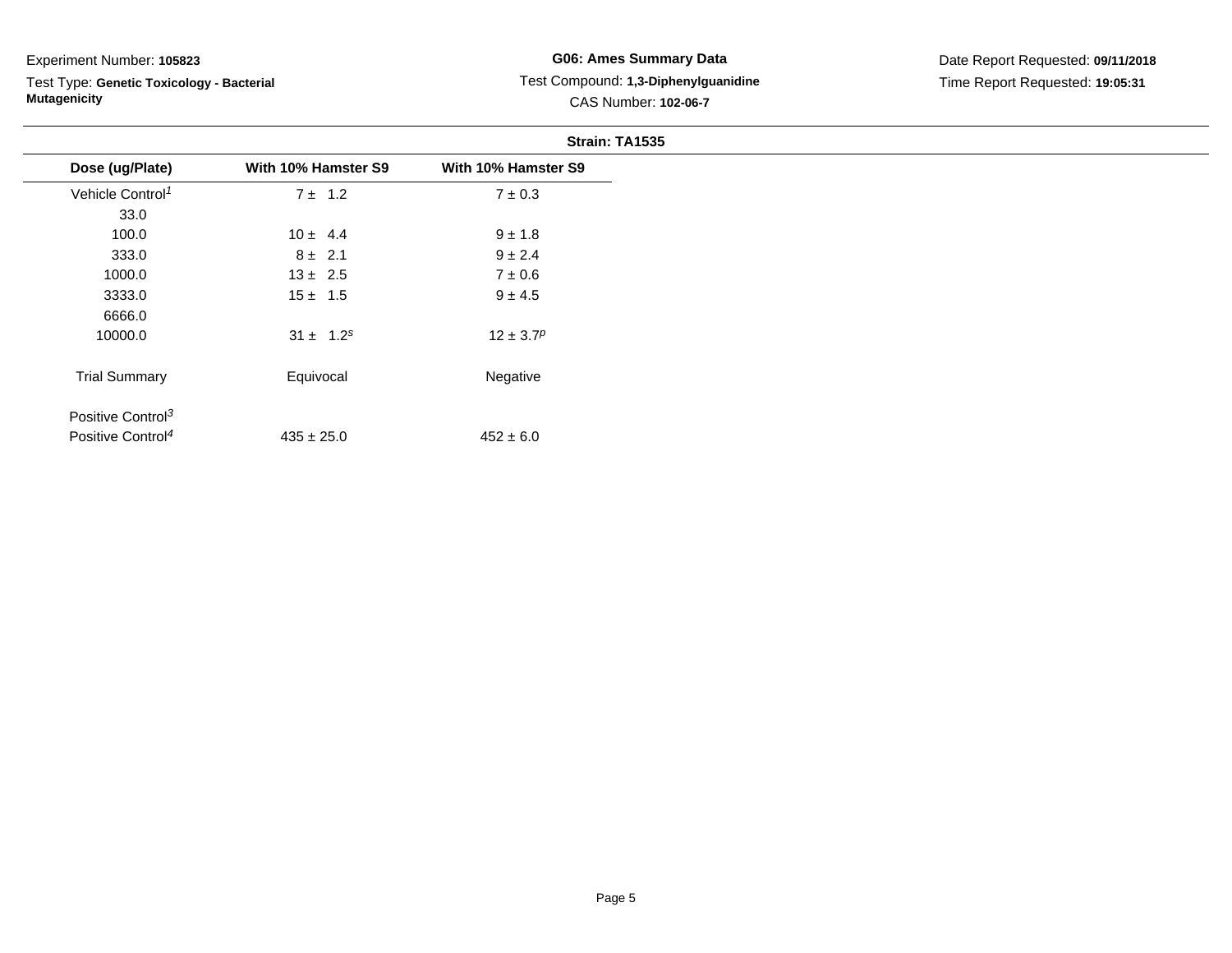Experiment Number: **105823**

Test Type: **Genetic Toxicology - Bacterial Mutagenicity**

**G06: Ames Summary Data**

Test Compound: **1,3-Diphenylguanidine**

CAS Number: **102-06-7**

Date Report Requested: **09/11/2018**

Time Report Requested: **19:05:31**

**Strain: TA1535**

| Dose (ug/Plate) | With 10% Hamster S9 | With 10% Hamster S9 |
|---|---|---|
| Vehicle Control[1] | 7 ± 1.2 | 7 ± 0.3 |
| 33.0 | | |
| 100.0 | 10 ± 4.4 | 9 ± 1.8 |
| 333.0 | 8 ± 2.1 | 9 ± 2.4 |
| 1000.0 | 13 ± 2.5 | 7 ± 0.6 |
| 3333.0 | 15 ± 1.5 | 9 ± 4.5 |
| 6666.0 | | |
| 10000.0 | 31 ± 1.2[s] | 12 ± 3.7[p] |
| Trial Summary | Equivocal | Negative |
| Positive Control[3] | | |
| Positive Control[4] | 435 ± 25.0 | 452 ± 6.0 |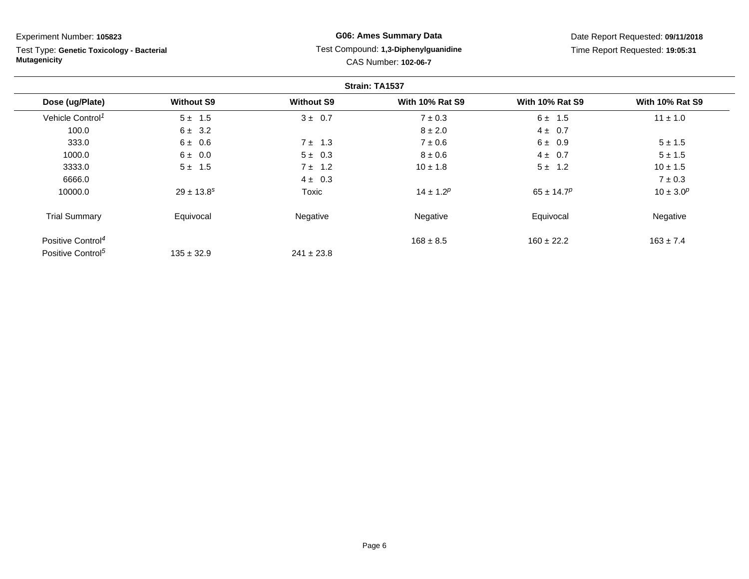Experiment Number: **105823**

Test Type: **Genetic Toxicology - Bacterial Mutagenicity**

**G06: Ames Summary Data**

Test Compound: **1,3-Diphenylguanidine**

CAS Number: **102-06-7**

Date Report Requested: **09/11/2018**

Time Report Requested: **19:05:31**

**Strain: TA1537**

| Dose (ug/Plate) | Without S9 | Without S9 | With 10% Rat S9 | With 10% Rat S9 | With 10% Rat S9 |
|---|---|---|---|---|---|
| Vehicle Control[1] | 5 ± 1.5 | 3 ± 0.7 | 7 ± 0.3 | 6 ± 1.5 | 11 ± 1.0 |
| 100.0 | 6 ± 3.2 | | 8 ± 2.0 | 4 ± 0.7 | |
| 333.0 | 6 ± 0.6 | 7 ± 1.3 | 7 ± 0.6 | 6 ± 0.9 | 5 ± 1.5 |
| 1000.0 | 6 ± 0.0 | 5 ± 0.3 | 8 ± 0.6 | 4 ± 0.7 | 5 ± 1.5 |
| 3333.0 | 5 ± 1.5 | 7 ± 1.2 | 10 ± 1.8 | 5 ± 1.2 | 10 ± 1.5 |
| 6666.0 | | 4 ± 0.3 | | | 7 ± 0.3 |
| 10000.0 | 29 ± 13.8[s] | Toxic | 14 ± 1.2[p] | 65 ± 14.7[p] | 10 ± 3.0[p] |
| Trial Summary | Equivocal | Negative | Negative | Equivocal | Negative |
| Positive Control[4] | | | 168 ± 8.5 | 160 ± 22.2 | 163 ± 7.4 |
| Positive Control[5] | 135 ± 32.9 | 241 ± 23.8 | | | |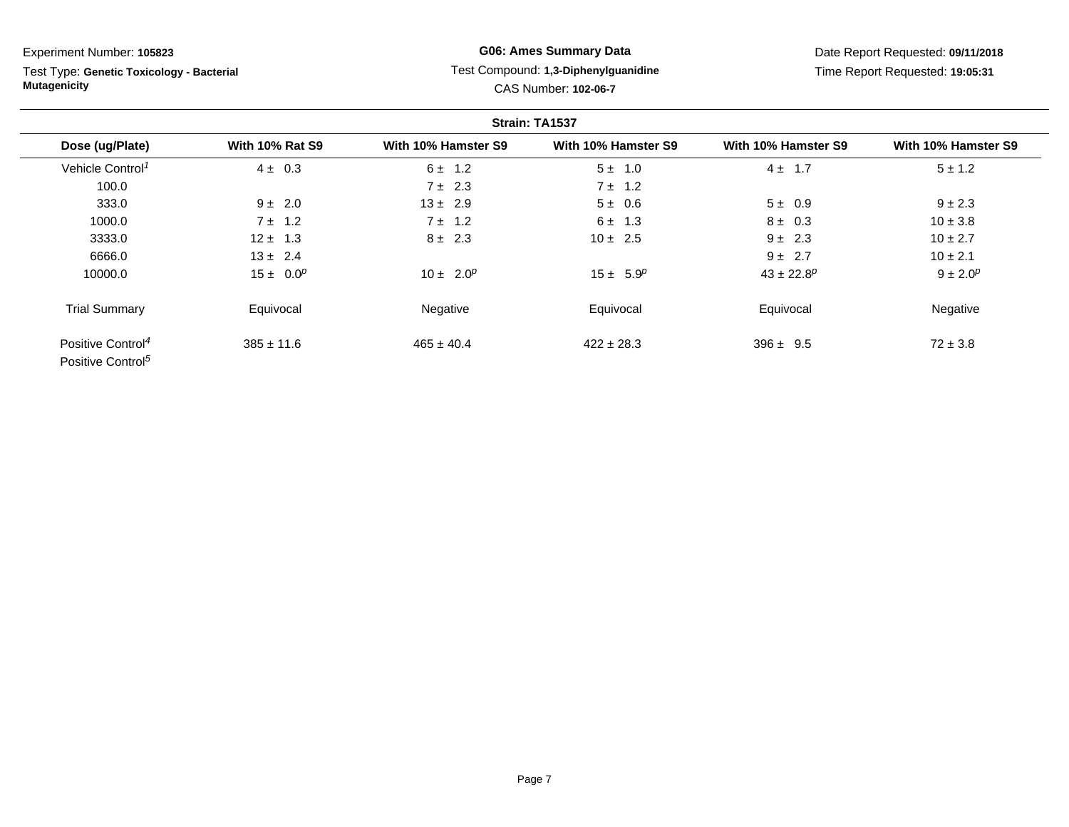Experiment Number: **105823**

Test Type: **Genetic Toxicology - Bacterial Mutagenicity**

**G06: Ames Summary Data**

Test Compound: **1,3-Diphenylguanidine**

CAS Number: **102-06-7**

Date Report Requested: **09/11/2018**

Time Report Requested: **19:05:31**

**Strain: TA1537**

| Dose (ug/Plate) | With 10% Rat S9 | With 10% Hamster S9 | With 10% Hamster S9 | With 10% Hamster S9 | With 10% Hamster S9 |
|---|---|---|---|---|---|
| Vehicle Control[1] | 4 ± 0.3 | 6 ± 1.2 | 5 ± 1.0 | 4 ± 1.7 | 5 ± 1.2 |
| 100.0 | | 7 ± 2.3 | 7 ± 1.2 | | |
| 333.0 | 9 ± 2.0 | 13 ± 2.9 | 5 ± 0.6 | 5 ± 0.9 | 9 ± 2.3 |
| 1000.0 | 7 ± 1.2 | 7 ± 1.2 | 6 ± 1.3 | 8 ± 0.3 | 10 ± 3.8 |
| 3333.0 | 12 ± 1.3 | 8 ± 2.3 | 10 ± 2.5 | 9 ± 2.3 | 10 ± 2.7 |
| 6666.0 | 13 ± 2.4 | | | 9 ± 2.7 | 10 ± 2.1 |
| 10000.0 | 15 ± 0.0[p] | 10 ± 2.0[p] | 15 ± 5.9[p] | 43 ± 22.8[p] | 9 ± 2.0[p] |
| Trial Summary | Equivocal | Negative | Equivocal | Equivocal | Negative |
| Positive Control[4] | 385 ± 11.6 | 465 ± 40.4 | 422 ± 28.3 | 396 ± 9.5 | 72 ± 3.8 |
| Positive Control[5] | | | | | |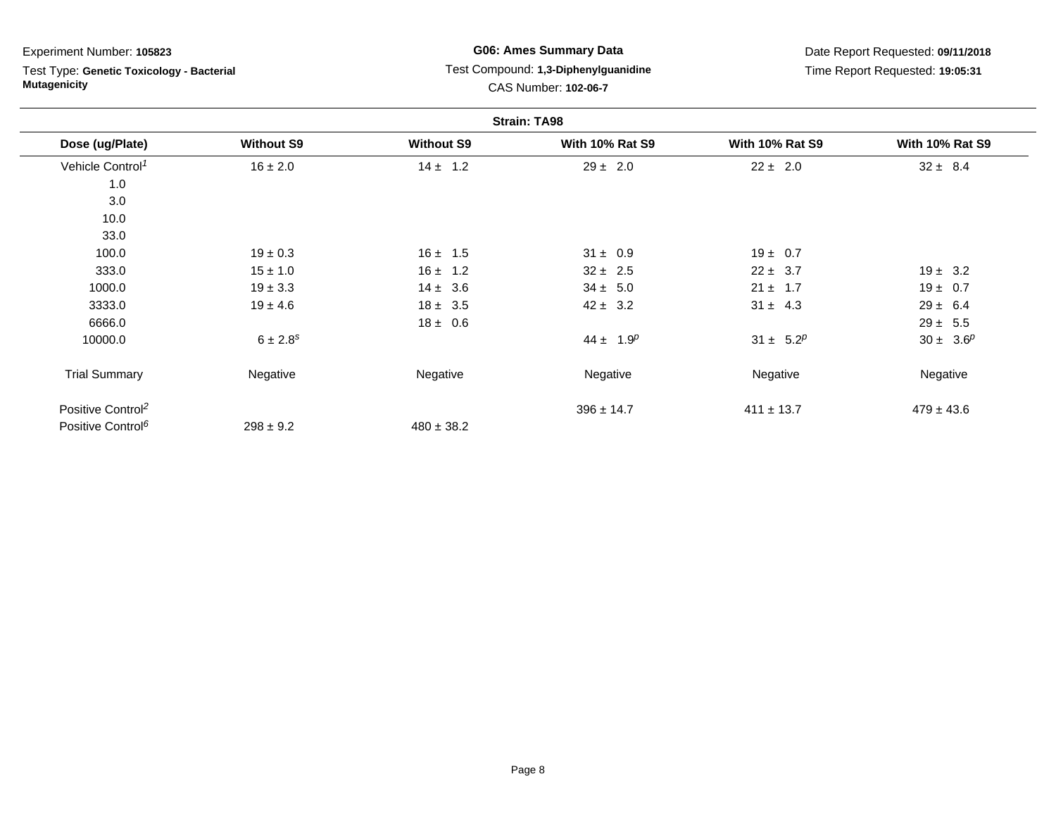Experiment Number: **105823**

Test Type: **Genetic Toxicology - Bacterial Mutagenicity**

**G06: Ames Summary Data**

Test Compound: **1,3-Diphenylguanidine**

CAS Number: **102-06-7**

Date Report Requested: **09/11/2018**

Time Report Requested: **19:05:31**

**Strain: TA98**

| Dose (ug/Plate) | Without S9 | Without S9 | With 10% Rat S9 | With 10% Rat S9 | With 10% Rat S9 |
|---|---|---|---|---|---|
| Vehicle Control[1] | 16 ± 2.0 | 14 ± 1.2 | 29 ± 2.0 | 22 ± 2.0 | 32 ± 8.4 |
| 1.0 | | | | | |
| 3.0 | | | | | |
| 10.0 | | | | | |
| 33.0 | | | | | |
| 100.0 | 19 ± 0.3 | 16 ± 1.5 | 31 ± 0.9 | 19 ± 0.7 | |
| 333.0 | 15 ± 1.0 | 16 ± 1.2 | 32 ± 2.5 | 22 ± 3.7 | 19 ± 3.2 |
| 1000.0 | 19 ± 3.3 | 14 ± 3.6 | 34 ± 5.0 | 21 ± 1.7 | 19 ± 0.7 |
| 3333.0 | 19 ± 4.6 | 18 ± 3.5 | 42 ± 3.2 | 31 ± 4.3 | 29 ± 6.4 |
| 6666.0 | | 18 ± 0.6 | | | 29 ± 5.5 |
| 10000.0 | 6 ± 2.8[s] | | 44 ± 1.9[p] | 31 ± 5.2[p] | 30 ± 3.6[p] |
| Trial Summary | Negative | Negative | Negative | Negative | Negative |
| Positive Control[2] | | | 396 ± 14.7 | 411 ± 13.7 | 479 ± 43.6 |
| Positive Control[6] | 298 ± 9.2 | 480 ± 38.2 | | | |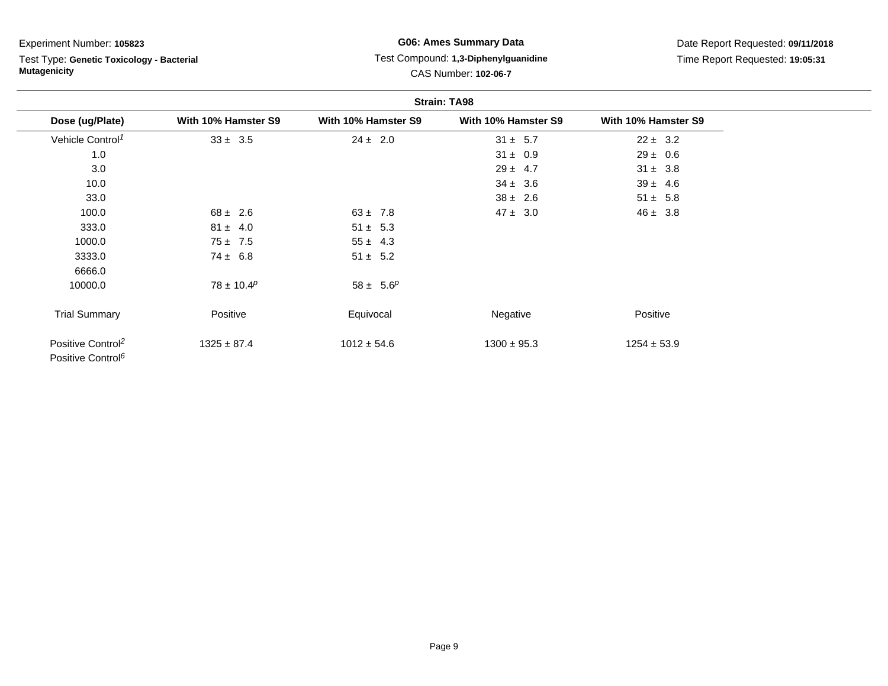Experiment Number: **105823**

Test Type: **Genetic Toxicology - Bacterial Mutagenicity**

**G06: Ames Summary Data**

Test Compound: **1,3-Diphenylguanidine**

CAS Number: **102-06-7**

Date Report Requested: **09/11/2018**

Time Report Requested: **19:05:31**

**Strain: TA98**

| Dose (ug/Plate) | With 10% Hamster S9 | With 10% Hamster S9 | With 10% Hamster S9 | With 10% Hamster S9 |
|---|---|---|---|---|
| Vehicle Control[1] | 33 ± 3.5 | 24 ± 2.0 | 31 ± 5.7 | 22 ± 3.2 |
| 1.0 | | | 31 ± 0.9 | 29 ± 0.6 |
| 3.0 | | | 29 ± 4.7 | 31 ± 3.8 |
| 10.0 | | | 34 ± 3.6 | 39 ± 4.6 |
| 33.0 | | | 38 ± 2.6 | 51 ± 5.8 |
| 100.0 | 68 ± 2.6 | 63 ± 7.8 | 47 ± 3.0 | 46 ± 3.8 |
| 333.0 | 81 ± 4.0 | 51 ± 5.3 | | |
| 1000.0 | 75 ± 7.5 | 55 ± 4.3 | | |
| 3333.0 | 74 ± 6.8 | 51 ± 5.2 | | |
| 6666.0 | | | | |
| 10000.0 | 78 ± 10.4[p] | 58 ± 5.6[p] | | |
| Trial Summary | Positive | Equivocal | Negative | Positive |
| Positive Control[2] | 1325 ± 87.4 | 1012 ± 54.6 | 1300 ± 95.3 | 1254 ± 53.9 |
| Positive Control[6] | | | | |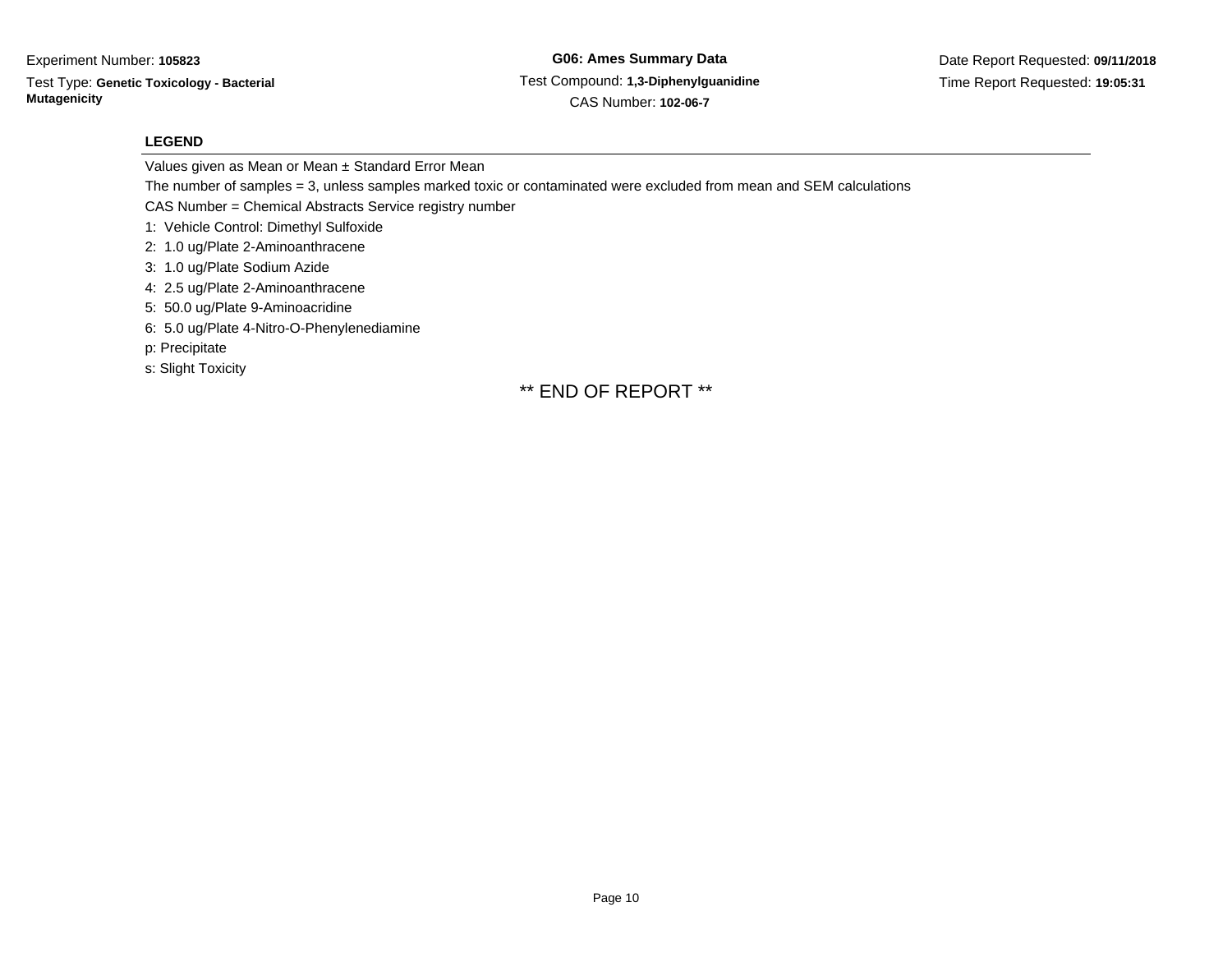Experiment Number: **105823**

Test Type: **Genetic Toxicology - Bacterial Mutagenicity**

**G06: Ames Summary Data**

Test Compound: **1,3-Diphenylguanidine**

CAS Number: **102-06-7**

Date Report Requested: **09/11/2018**

Time Report Requested: **19:05:31**

**LEGEND**

Values given as Mean or Mean ± Standard Error Mean

The number of samples = 3, unless samples marked toxic or contaminated were excluded from mean and SEM calculations

CAS Number = Chemical Abstracts Service registry number

1: Vehicle Control: Dimethyl Sulfoxide

2: 1.0 ug/Plate 2-Aminoanthracene

3: 1.0 ug/Plate Sodium Azide

4: 2.5 ug/Plate 2-Aminoanthracene

5: 50.0 ug/Plate 9-Aminoacridine

6: 5.0 ug/Plate 4-Nitro-O-Phenylenediamine

p: Precipitate

s: Slight Toxicity

** END OF REPORT **